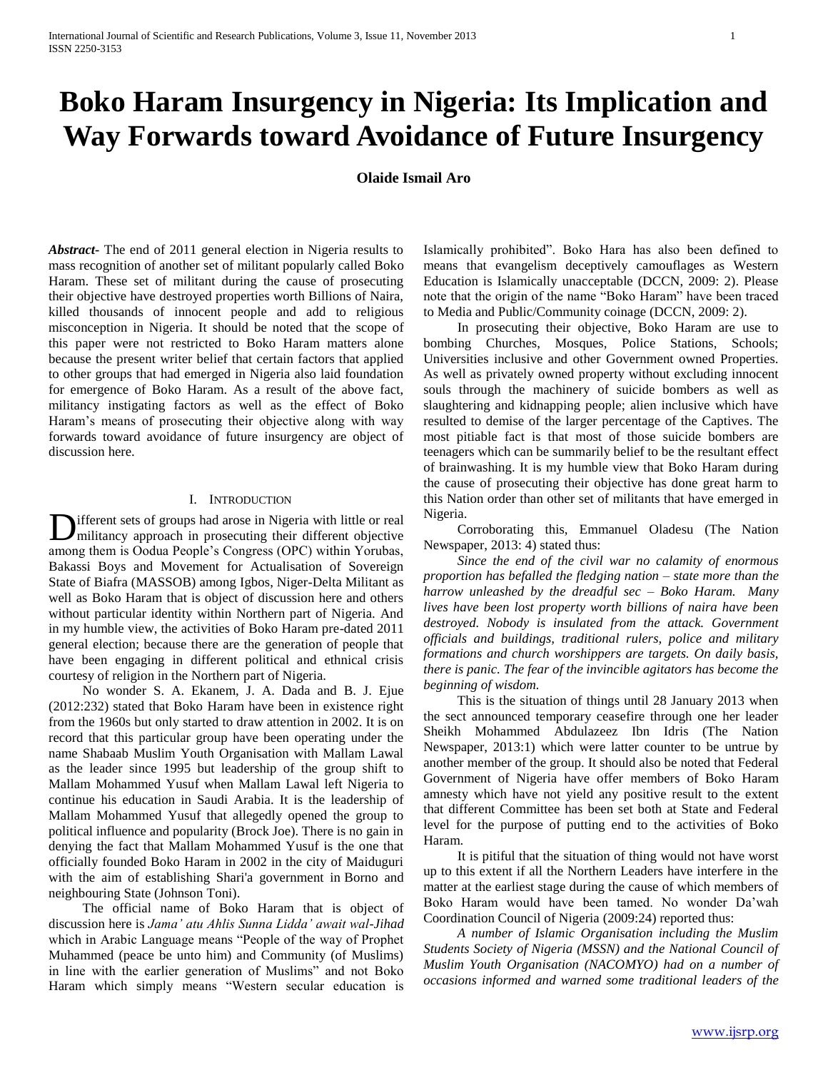# Boko Haram Insurgency in Nigeria: Its Implication and Way Forwards toward Avoidance of Future Insurgency

**Olaide Ismail Aro**

***Abstract-*** The end of 2011 general election in Nigeria results to mass recognition of another set of militant popularly called Boko Haram. These set of militant during the cause of prosecuting their objective have destroyed properties worth Billions of Naira, killed thousands of innocent people and add to religious misconception in Nigeria. It should be noted that the scope of this paper were not restricted to Boko Haram matters alone because the present writer belief that certain factors that applied to other groups that had emerged in Nigeria also laid foundation for emergence of Boko Haram. As a result of the above fact, militancy instigating factors as well as the effect of Boko Haram's means of prosecuting their objective along with way forwards toward avoidance of future insurgency are object of discussion here.

## I. Introduction

Different sets of groups had arose in Nigeria with little or real militancy approach in prosecuting their different objective among them is Oodua People's Congress (OPC) within Yorubas, Bakassi Boys and Movement for Actualisation of Sovereign State of Biafra (MASSOB) among Igbos, Niger-Delta Militant as well as Boko Haram that is object of discussion here and others without particular identity within Northern part of Nigeria. And in my humble view, the activities of Boko Haram pre-dated 2011 general election; because there are the generation of people that have been engaging in different political and ethnical crisis courtesy of religion in the Northern part of Nigeria.

No wonder S. A. Ekanem, J. A. Dada and B. J. Ejue (2012:232) stated that Boko Haram have been in existence right from the 1960s but only started to draw attention in 2002. It is on record that this particular group have been operating under the name Shabaab Muslim Youth Organisation with Mallam Lawal as the leader since 1995 but leadership of the group shift to Mallam Mohammed Yusuf when Mallam Lawal left Nigeria to continue his education in Saudi Arabia. It is the leadership of Mallam Mohammed Yusuf that allegedly opened the group to political influence and popularity (Brock Joe). There is no gain in denying the fact that Mallam Mohammed Yusuf is the one that officially founded Boko Haram in 2002 in the city of Maiduguri with the aim of establishing Shari'a government in Borno and neighbouring State (Johnson Toni).

The official name of Boko Haram that is object of discussion here is *Jama' atu Ahlis Sunna Lidda' await wal-Jihad* which in Arabic Language means "People of the way of Prophet Muhammed (peace be unto him) and Community (of Muslims) in line with the earlier generation of Muslims" and not Boko Haram which simply means "Western secular education is Islamically prohibited". Boko Hara has also been defined to means that evangelism deceptively camouflages as Western Education is Islamically unacceptable (DCCN, 2009: 2). Please note that the origin of the name "Boko Haram" have been traced to Media and Public/Community coinage (DCCN, 2009: 2).

In prosecuting their objective, Boko Haram are use to bombing Churches, Mosques, Police Stations, Schools; Universities inclusive and other Government owned Properties. As well as privately owned property without excluding innocent souls through the machinery of suicide bombers as well as slaughtering and kidnapping people; alien inclusive which have resulted to demise of the larger percentage of the Captives. The most pitiable fact is that most of those suicide bombers are teenagers which can be summarily belief to be the resultant effect of brainwashing. It is my humble view that Boko Haram during the cause of prosecuting their objective has done great harm to this Nation order than other set of militants that have emerged in Nigeria.

Corroborating this, Emmanuel Oladesu (The Nation Newspaper, 2013: 4) stated thus:

*Since the end of the civil war no calamity of enormous proportion has befalled the fledging nation – state more than the harrow unleashed by the dreadful sec – Boko Haram. Many lives have been lost property worth billions of naira have been destroyed. Nobody is insulated from the attack. Government officials and buildings, traditional rulers, police and military formations and church worshippers are targets. On daily basis, there is panic. The fear of the invincible agitators has become the beginning of wisdom.*

This is the situation of things until 28 January 2013 when the sect announced temporary ceasefire through one her leader Sheikh Mohammed Abdulazeez Ibn Idris (The Nation Newspaper, 2013:1) which were latter counter to be untrue by another member of the group. It should also be noted that Federal Government of Nigeria have offer members of Boko Haram amnesty which have not yield any positive result to the extent that different Committee has been set both at State and Federal level for the purpose of putting end to the activities of Boko Haram.

It is pitiful that the situation of thing would not have worst up to this extent if all the Northern Leaders have interfere in the matter at the earliest stage during the cause of which members of Boko Haram would have been tamed. No wonder Da'wah Coordination Council of Nigeria (2009:24) reported thus:

*A number of Islamic Organisation including the Muslim Students Society of Nigeria (MSSN) and the National Council of Muslim Youth Organisation (NACOMYO) had on a number of occasions informed and warned some traditional leaders of the*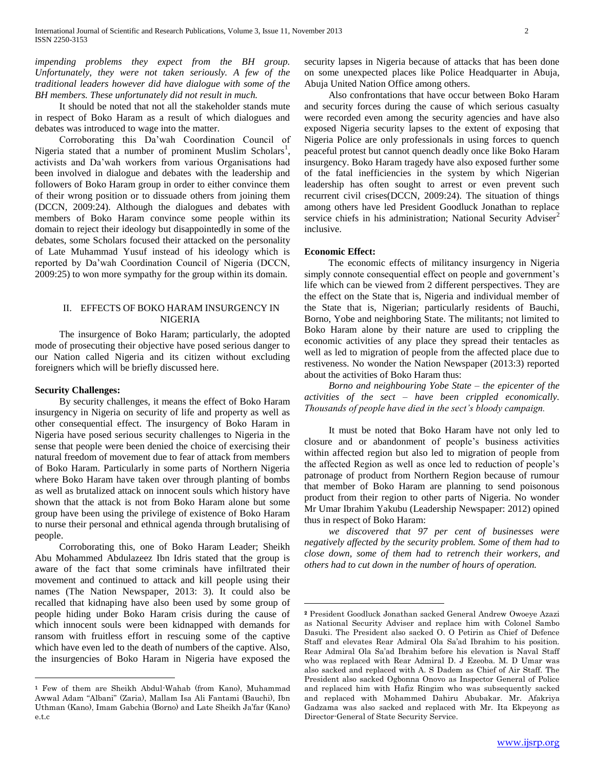*impending problems they expect from the BH group. Unfortunately, they were not taken seriously. A few of the traditional leaders however did have dialogue with some of the BH members. These unfortunately did not result in much.*

It should be noted that not all the stakeholder stands mute in respect of Boko Haram as a result of which dialogues and debates was introduced to wage into the matter.

Corroborating this Da'wah Coordination Council of Nigeria stated that a number of prominent Muslim Scholars[1], activists and Da'wah workers from various Organisations had been involved in dialogue and debates with the leadership and followers of Boko Haram group in order to either convince them of their wrong position or to dissuade others from joining them (DCCN, 2009:24). Although the dialogues and debates with members of Boko Haram convince some people within its domain to reject their ideology but disappointedly in some of the debates, some Scholars focused their attacked on the personality of Late Muhammad Yusuf instead of his ideology which is reported by Da'wah Coordination Council of Nigeria (DCCN, 2009:25) to won more sympathy for the group within its domain.

## II. EFFECTS OF BOKO HARAM INSURGENCY IN NIGERIA

The insurgence of Boko Haram; particularly, the adopted mode of prosecuting their objective have posed serious danger to our Nation called Nigeria and its citizen without excluding foreigners which will be briefly discussed here.

**Security Challenges:**

By security challenges, it means the effect of Boko Haram insurgency in Nigeria on security of life and property as well as other consequential effect. The insurgency of Boko Haram in Nigeria have posed serious security challenges to Nigeria in the sense that people were been denied the choice of exercising their natural freedom of movement due to fear of attack from members of Boko Haram. Particularly in some parts of Northern Nigeria where Boko Haram have taken over through planting of bombs as well as brutalized attack on innocent souls which history have shown that the attack is not from Boko Haram alone but some group have been using the privilege of existence of Boko Haram to nurse their personal and ethnical agenda through brutalising of people.

Corroborating this, one of Boko Haram Leader; Sheikh Abu Mohammed Abdulazeez Ibn Idris stated that the group is aware of the fact that some criminals have infiltrated their movement and continued to attack and kill people using their names (The Nation Newspaper, 2013: 3). It could also be recalled that kidnaping have also been used by some group of people hiding under Boko Haram crisis during the cause of which innocent souls were been kidnapped with demands for ransom with fruitless effort in rescuing some of the captive which have even led to the death of numbers of the captive. Also, the insurgencies of Boko Haram in Nigeria have exposed the security lapses in Nigeria because of attacks that has been done on some unexpected places like Police Headquarter in Abuja, Abuja United Nation Office among others.

Also confrontations that have occur between Boko Haram and security forces during the cause of which serious casualty were recorded even among the security agencies and have also exposed Nigeria security lapses to the extent of exposing that Nigeria Police are only professionals in using forces to quench peaceful protest but cannot quench deadly once like Boko Haram insurgency. Boko Haram tragedy have also exposed further some of the fatal inefficiencies in the system by which Nigerian leadership has often sought to arrest or even prevent such recurrent civil crises(DCCN, 2009:24). The situation of things among others have led President Goodluck Jonathan to replace service chiefs in his administration; National Security Adviser[2] inclusive.

**Economic Effect:**

The economic effects of militancy insurgency in Nigeria simply connote consequential effect on people and government's life which can be viewed from 2 different perspectives. They are the effect on the State that is, Nigeria and individual member of the State that is, Nigerian; particularly residents of Bauchi, Borno, Yobe and neighboring State. The militants; not limited to Boko Haram alone by their nature are used to crippling the economic activities of any place they spread their tentacles as well as led to migration of people from the affected place due to restiveness. No wonder the Nation Newspaper (2013:3) reported about the activities of Boko Haram thus:

*Borno and neighbouring Yobe State – the epicenter of the activities of the sect – have been crippled economically. Thousands of people have died in the sect's bloody campaign.*

It must be noted that Boko Haram have not only led to closure and or abandonment of people's business activities within affected region but also led to migration of people from the affected Region as well as once led to reduction of people's patronage of product from Northern Region because of rumour that member of Boko Haram are planning to send poisonous product from their region to other parts of Nigeria. No wonder Mr Umar Ibrahim Yakubu (Leadership Newspaper: 2012) opined thus in respect of Boko Haram:

*we discovered that 97 per cent of businesses were negatively affected by the security problem. Some of them had to close down, some of them had to retrench their workers, and others had to cut down in the number of hours of operation.*

---

[1] Few of them are Sheikh Abdul-Wahab (from Kano), Muhammad Awwal Adam "Albani" (Zaria), Mallam Isa Ali Fantami (Bauchi), Ibn Uthman (Kano), Imam Gabchia (Borno) and Late Sheikh Ja'far (Kano) e.t.c

[2] President Goodluck Jonathan sacked General Andrew Owoeye Azazi as National Security Adviser and replace him with Colonel Sambo Dasuki. The President also sacked O. O Petirin as Chief of Defence Staff and elevates Rear Admiral Ola Sa'ad Ibrahim to his position. Rear Admiral Ola Sa'ad Ibrahim before his elevation is Naval Staff who was replaced with Rear Admiral D. J Ezeoba. M. D Umar was also sacked and replaced with A. S Dadem as Chief of Air Staff. The President also sacked Ogbonna Onovo as Inspector General of Police and replaced him with Hafiz Ringim who was subsequently sacked and replaced with Mohammed Dahiru Abubakar. Mr. Afakriya Gadzama was also sacked and replaced with Mr. Ita Ekpeyong as Director-General of State Security Service.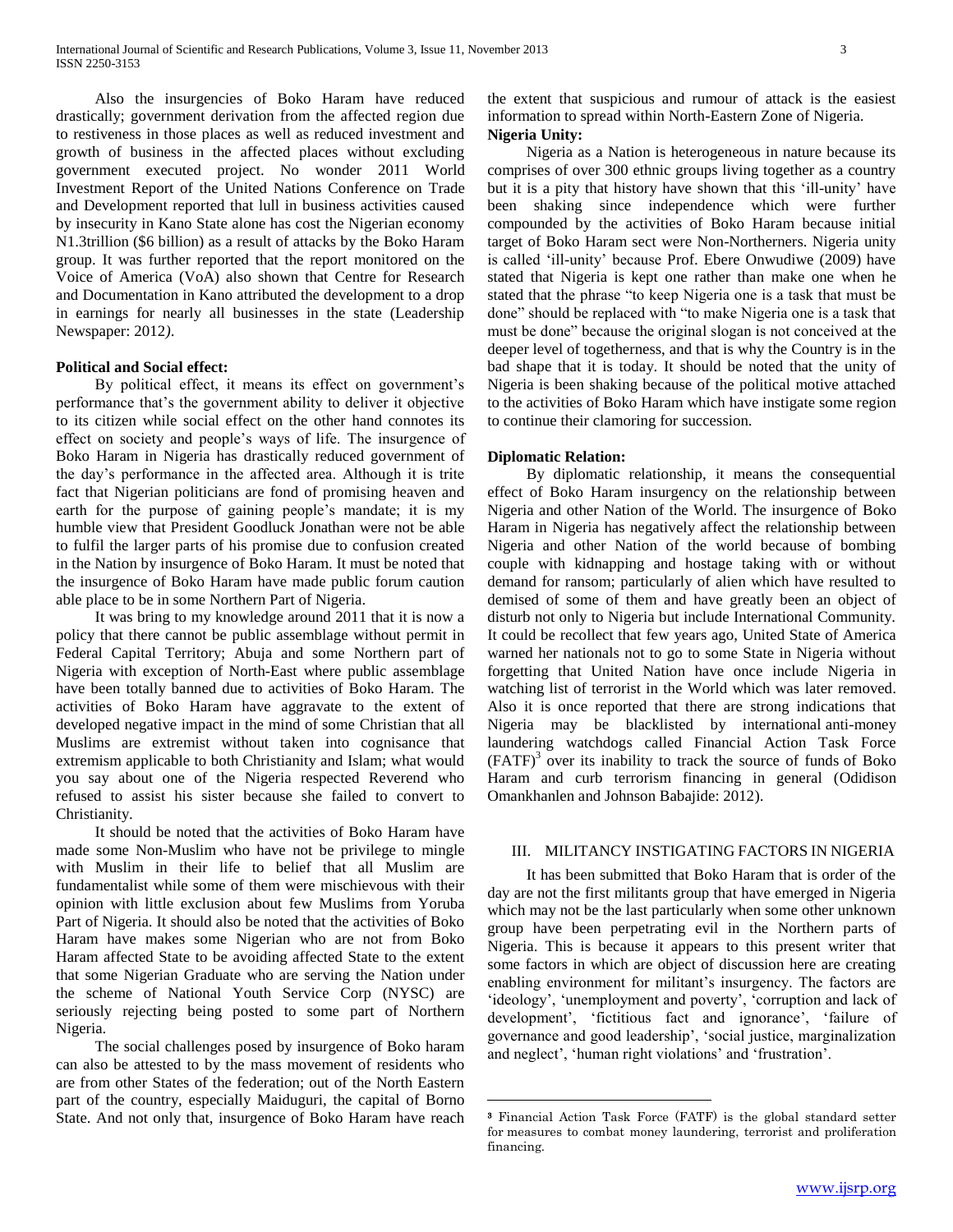Also the insurgencies of Boko Haram have reduced drastically; government derivation from the affected region due to restiveness in those places as well as reduced investment and growth of business in the affected places without excluding government executed project. No wonder 2011 World Investment Report of the United Nations Conference on Trade and Development reported that lull in business activities caused by insecurity in Kano State alone has cost the Nigerian economy N1.3trillion ($6 billion) as a result of attacks by the Boko Haram group. It was further reported that the report monitored on the Voice of America (VoA) also shown that Centre for Research and Documentation in Kano attributed the development to a drop in earnings for nearly all businesses in the state (Leadership Newspaper: 2012*)*.

**Political and Social effect:**

By political effect, it means its effect on government's performance that's the government ability to deliver it objective to its citizen while social effect on the other hand connotes its effect on society and people's ways of life. The insurgence of Boko Haram in Nigeria has drastically reduced government of the day's performance in the affected area. Although it is trite fact that Nigerian politicians are fond of promising heaven and earth for the purpose of gaining people's mandate; it is my humble view that President Goodluck Jonathan were not be able to fulfil the larger parts of his promise due to confusion created in the Nation by insurgence of Boko Haram. It must be noted that the insurgence of Boko Haram have made public forum caution able place to be in some Northern Part of Nigeria.

It was bring to my knowledge around 2011 that it is now a policy that there cannot be public assemblage without permit in Federal Capital Territory; Abuja and some Northern part of Nigeria with exception of North-East where public assemblage have been totally banned due to activities of Boko Haram. The activities of Boko Haram have aggravate to the extent of developed negative impact in the mind of some Christian that all Muslims are extremist without taken into cognisance that extremism applicable to both Christianity and Islam; what would you say about one of the Nigeria respected Reverend who refused to assist his sister because she failed to convert to Christianity.

It should be noted that the activities of Boko Haram have made some Non-Muslim who have not be privilege to mingle with Muslim in their life to belief that all Muslim are fundamentalist while some of them were mischievous with their opinion with little exclusion about few Muslims from Yoruba Part of Nigeria. It should also be noted that the activities of Boko Haram have makes some Nigerian who are not from Boko Haram affected State to be avoiding affected State to the extent that some Nigerian Graduate who are serving the Nation under the scheme of National Youth Service Corp (NYSC) are seriously rejecting being posted to some part of Northern Nigeria.

The social challenges posed by insurgence of Boko haram can also be attested to by the mass movement of residents who are from other States of the federation; out of the North Eastern part of the country, especially Maiduguri, the capital of Borno State. And not only that, insurgence of Boko Haram have reach the extent that suspicious and rumour of attack is the easiest information to spread within North-Eastern Zone of Nigeria.

**Nigeria Unity:**

Nigeria as a Nation is heterogeneous in nature because its comprises of over 300 ethnic groups living together as a country but it is a pity that history have shown that this 'ill-unity' have been shaking since independence which were further compounded by the activities of Boko Haram because initial target of Boko Haram sect were Non-Northerners. Nigeria unity is called 'ill-unity' because Prof. Ebere Onwudiwe (2009) have stated that Nigeria is kept one rather than make one when he stated that the phrase "to keep Nigeria one is a task that must be done" should be replaced with "to make Nigeria one is a task that must be done" because the original slogan is not conceived at the deeper level of togetherness, and that is why the Country is in the bad shape that it is today. It should be noted that the unity of Nigeria is been shaking because of the political motive attached to the activities of Boko Haram which have instigate some region to continue their clamoring for succession.

**Diplomatic Relation:**

By diplomatic relationship, it means the consequential effect of Boko Haram insurgency on the relationship between Nigeria and other Nation of the World. The insurgence of Boko Haram in Nigeria has negatively affect the relationship between Nigeria and other Nation of the world because of bombing couple with kidnapping and hostage taking with or without demand for ransom; particularly of alien which have resulted to demised of some of them and have greatly been an object of disturb not only to Nigeria but include International Community. It could be recollect that few years ago, United State of America warned her nationals not to go to some State in Nigeria without forgetting that United Nation have once include Nigeria in watching list of terrorist in the World which was later removed. Also it is once reported that there are strong indications that Nigeria may be blacklisted by international anti-money laundering watchdogs called Financial Action Task Force (FATF)[3] over its inability to track the source of funds of Boko Haram and curb terrorism financing in general (Odidison Omankhanlen and Johnson Babajide: 2012).

## III. MILITANCY INSTIGATING FACTORS IN NIGERIA

It has been submitted that Boko Haram that is order of the day are not the first militants group that have emerged in Nigeria which may not be the last particularly when some other unknown group have been perpetrating evil in the Northern parts of Nigeria. This is because it appears to this present writer that some factors in which are object of discussion here are creating enabling environment for militant's insurgency. The factors are 'ideology', 'unemployment and poverty', 'corruption and lack of development', 'fictitious fact and ignorance', 'failure of governance and good leadership', 'social justice, marginalization and neglect', 'human right violations' and 'frustration'.

---

[3] Financial Action Task Force (FATF) is the global standard setter for measures to combat money laundering, terrorist and proliferation financing.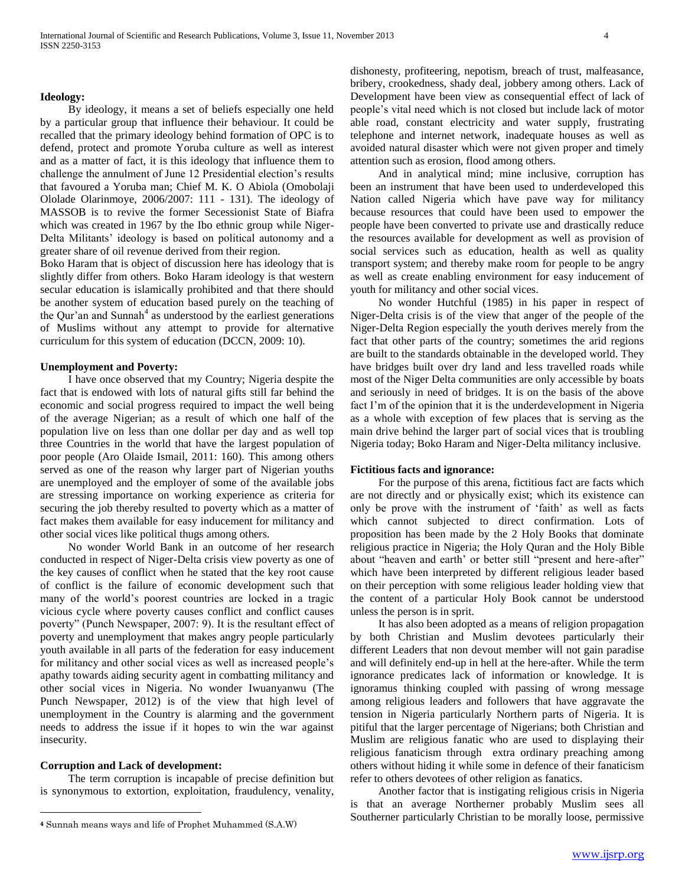**Ideology:**

By ideology, it means a set of beliefs especially one held by a particular group that influence their behaviour. It could be recalled that the primary ideology behind formation of OPC is to defend, protect and promote Yoruba culture as well as interest and as a matter of fact, it is this ideology that influence them to challenge the annulment of June 12 Presidential election's results that favoured a Yoruba man; Chief M. K. O Abiola (Omobolaji Ololade Olarinmoye, 2006/2007: 111 - 131). The ideology of MASSOB is to revive the former Secessionist State of Biafra which was created in 1967 by the Ibo ethnic group while Niger-Delta Militants' ideology is based on political autonomy and a greater share of oil revenue derived from their region.

Boko Haram that is object of discussion here has ideology that is slightly differ from others. Boko Haram ideology is that western secular education is islamically prohibited and that there should be another system of education based purely on the teaching of the Qur'an and Sunnah[4] as understood by the earliest generations of Muslims without any attempt to provide for alternative curriculum for this system of education (DCCN, 2009: 10).

**Unemployment and Poverty:**

I have once observed that my Country; Nigeria despite the fact that is endowed with lots of natural gifts still far behind the economic and social progress required to impact the well being of the average Nigerian; as a result of which one half of the population live on less than one dollar per day and as well top three Countries in the world that have the largest population of poor people (Aro Olaide Ismail, 2011: 160). This among others served as one of the reason why larger part of Nigerian youths are unemployed and the employer of some of the available jobs are stressing importance on working experience as criteria for securing the job thereby resulted to poverty which as a matter of fact makes them available for easy inducement for militancy and other social vices like political thugs among others.

No wonder World Bank in an outcome of her research conducted in respect of Niger-Delta crisis view poverty as one of the key causes of conflict when he stated that the key root cause of conflict is the failure of economic development such that many of the world's poorest countries are locked in a tragic vicious cycle where poverty causes conflict and conflict causes poverty" (Punch Newspaper, 2007: 9). It is the resultant effect of poverty and unemployment that makes angry people particularly youth available in all parts of the federation for easy inducement for militancy and other social vices as well as increased people's apathy towards aiding security agent in combatting militancy and other social vices in Nigeria. No wonder Iwuanyanwu (The Punch Newspaper, 2012) is of the view that high level of unemployment in the Country is alarming and the government needs to address the issue if it hopes to win the war against insecurity.

**Corruption and Lack of development:**

The term corruption is incapable of precise definition but is synonymous to extortion, exploitation, fraudulency, venality, dishonesty, profiteering, nepotism, breach of trust, malfeasance, bribery, crookedness, shady deal, jobbery among others. Lack of Development have been view as consequential effect of lack of people's vital need which is not closed but include lack of motor able road, constant electricity and water supply, frustrating telephone and internet network, inadequate houses as well as avoided natural disaster which were not given proper and timely attention such as erosion, flood among others.

And in analytical mind; mine inclusive, corruption has been an instrument that have been used to underdeveloped this Nation called Nigeria which have pave way for militancy because resources that could have been used to empower the people have been converted to private use and drastically reduce the resources available for development as well as provision of social services such as education, health as well as quality transport system; and thereby make room for people to be angry as well as create enabling environment for easy inducement of youth for militancy and other social vices.

No wonder Hutchful (1985) in his paper in respect of Niger-Delta crisis is of the view that anger of the people of the Niger-Delta Region especially the youth derives merely from the fact that other parts of the country; sometimes the arid regions are built to the standards obtainable in the developed world. They have bridges built over dry land and less travelled roads while most of the Niger Delta communities are only accessible by boats and seriously in need of bridges. It is on the basis of the above fact I'm of the opinion that it is the underdevelopment in Nigeria as a whole with exception of few places that is serving as the main drive behind the larger part of social vices that is troubling Nigeria today; Boko Haram and Niger-Delta militancy inclusive.

**Fictitious facts and ignorance:**

For the purpose of this arena, fictitious fact are facts which are not directly and or physically exist; which its existence can only be prove with the instrument of 'faith' as well as facts which cannot subjected to direct confirmation. Lots of proposition has been made by the 2 Holy Books that dominate religious practice in Nigeria; the Holy Quran and the Holy Bible about "heaven and earth' or better still "present and here-after" which have been interpreted by different religious leader based on their perception with some religious leader holding view that the content of a particular Holy Book cannot be understood unless the person is in sprit.

It has also been adopted as a means of religion propagation by both Christian and Muslim devotees particularly their different Leaders that non devout member will not gain paradise and will definitely end-up in hell at the here-after. While the term ignorance predicates lack of information or knowledge. It is ignoramus thinking coupled with passing of wrong message among religious leaders and followers that have aggravate the tension in Nigeria particularly Northern parts of Nigeria. It is pitiful that the larger percentage of Nigerians; both Christian and Muslim are religious fanatic who are used to displaying their religious fanaticism through extra ordinary preaching among others without hiding it while some in defence of their fanaticism refer to others devotees of other religion as fanatics.

Another factor that is instigating religious crisis in Nigeria is that an average Northerner probably Muslim sees all Southerner particularly Christian to be morally loose, permissive

---

[4] Sunnah means ways and life of Prophet Muhammed (S.A.W)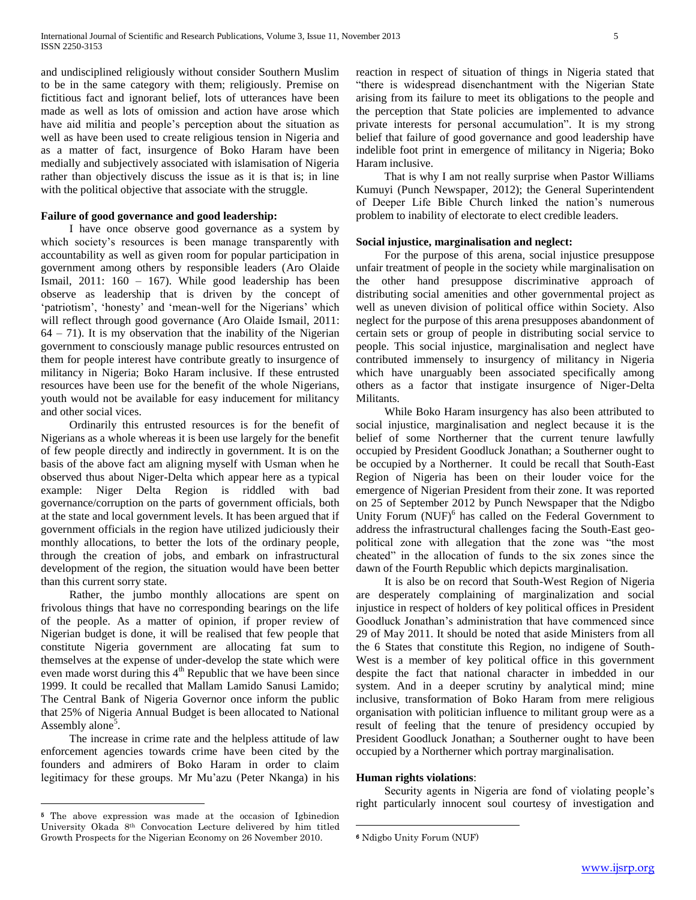and undisciplined religiously without consider Southern Muslim to be in the same category with them; religiously. Premise on fictitious fact and ignorant belief, lots of utterances have been made as well as lots of omission and action have arose which have aid militia and people's perception about the situation as well as have been used to create religious tension in Nigeria and as a matter of fact, insurgence of Boko Haram have been medially and subjectively associated with islamisation of Nigeria rather than objectively discuss the issue as it is that is; in line with the political objective that associate with the struggle.

**Failure of good governance and good leadership:**

I have once observe good governance as a system by which society's resources is been manage transparently with accountability as well as given room for popular participation in government among others by responsible leaders (Aro Olaide Ismail, 2011: 160 – 167). While good leadership has been observe as leadership that is driven by the concept of 'patriotism', 'honesty' and 'mean-well for the Nigerians' which will reflect through good governance (Aro Olaide Ismail, 2011: 64 – 71). It is my observation that the inability of the Nigerian government to consciously manage public resources entrusted on them for people interest have contribute greatly to insurgence of militancy in Nigeria; Boko Haram inclusive. If these entrusted resources have been use for the benefit of the whole Nigerians, youth would not be available for easy inducement for militancy and other social vices.

Ordinarily this entrusted resources is for the benefit of Nigerians as a whole whereas it is been use largely for the benefit of few people directly and indirectly in government. It is on the basis of the above fact am aligning myself with Usman when he observed thus about Niger-Delta which appear here as a typical example: Niger Delta Region is riddled with bad governance/corruption on the parts of government officials, both at the state and local government levels. It has been argued that if government officials in the region have utilized judiciously their monthly allocations, to better the lots of the ordinary people, through the creation of jobs, and embark on infrastructural development of the region, the situation would have been better than this current sorry state.

Rather, the jumbo monthly allocations are spent on frivolous things that have no corresponding bearings on the life of the people. As a matter of opinion, if proper review of Nigerian budget is done, it will be realised that few people that constitute Nigeria government are allocating fat sum to themselves at the expense of under-develop the state which were even made worst during this 4th Republic that we have been since 1999. It could be recalled that Mallam Lamido Sanusi Lamido; The Central Bank of Nigeria Governor once inform the public that 25% of Nigeria Annual Budget is been allocated to National Assembly alone[5].

The increase in crime rate and the helpless attitude of law enforcement agencies towards crime have been cited by the founders and admirers of Boko Haram in order to claim legitimacy for these groups. Mr Mu'azu (Peter Nkanga) in his reaction in respect of situation of things in Nigeria stated that "there is widespread disenchantment with the Nigerian State arising from its failure to meet its obligations to the people and the perception that State policies are implemented to advance private interests for personal accumulation". It is my strong belief that failure of good governance and good leadership have indelible foot print in emergence of militancy in Nigeria; Boko Haram inclusive.

That is why I am not really surprise when Pastor Williams Kumuyi (Punch Newspaper, 2012); the General Superintendent of Deeper Life Bible Church linked the nation's numerous problem to inability of electorate to elect credible leaders.

**Social injustice, marginalisation and neglect:**

For the purpose of this arena, social injustice presuppose unfair treatment of people in the society while marginalisation on the other hand presuppose discriminative approach of distributing social amenities and other governmental project as well as uneven division of political office within Society. Also neglect for the purpose of this arena presupposes abandonment of certain sets or group of people in distributing social service to people. This social injustice, marginalisation and neglect have contributed immensely to insurgency of militancy in Nigeria which have unarguably been associated specifically among others as a factor that instigate insurgence of Niger-Delta Militants.

While Boko Haram insurgency has also been attributed to social injustice, marginalisation and neglect because it is the belief of some Northerner that the current tenure lawfully occupied by President Goodluck Jonathan; a Southerner ought to be occupied by a Northerner. It could be recall that South-East Region of Nigeria has been on their louder voice for the emergence of Nigerian President from their zone. It was reported on 25 of September 2012 by Punch Newspaper that the Ndigbo Unity Forum (NUF)[6] has called on the Federal Government to address the infrastructural challenges facing the South-East geo-political zone with allegation that the zone was "the most cheated" in the allocation of funds to the six zones since the dawn of the Fourth Republic which depicts marginalisation.

It is also be on record that South-West Region of Nigeria are desperately complaining of marginalization and social injustice in respect of holders of key political offices in President Goodluck Jonathan's administration that have commenced since 29 of May 2011. It should be noted that aside Ministers from all the 6 States that constitute this Region, no indigene of South-West is a member of key political office in this government despite the fact that national character in imbedded in our system. And in a deeper scrutiny by analytical mind; mine inclusive, transformation of Boko Haram from mere religious organisation with politician influence to militant group were as a result of feeling that the tenure of presidency occupied by President Goodluck Jonathan; a Southerner ought to have been occupied by a Northerner which portray marginalisation.

**Human rights violations**:

Security agents in Nigeria are fond of violating people's right particularly innocent soul courtesy of investigation and

---

[5] The above expression was made at the occasion of Igbinedion University Okada 8th Convocation Lecture delivered by him titled Growth Prospects for the Nigerian Economy on 26 November 2010.

[6] Ndigbo Unity Forum (NUF)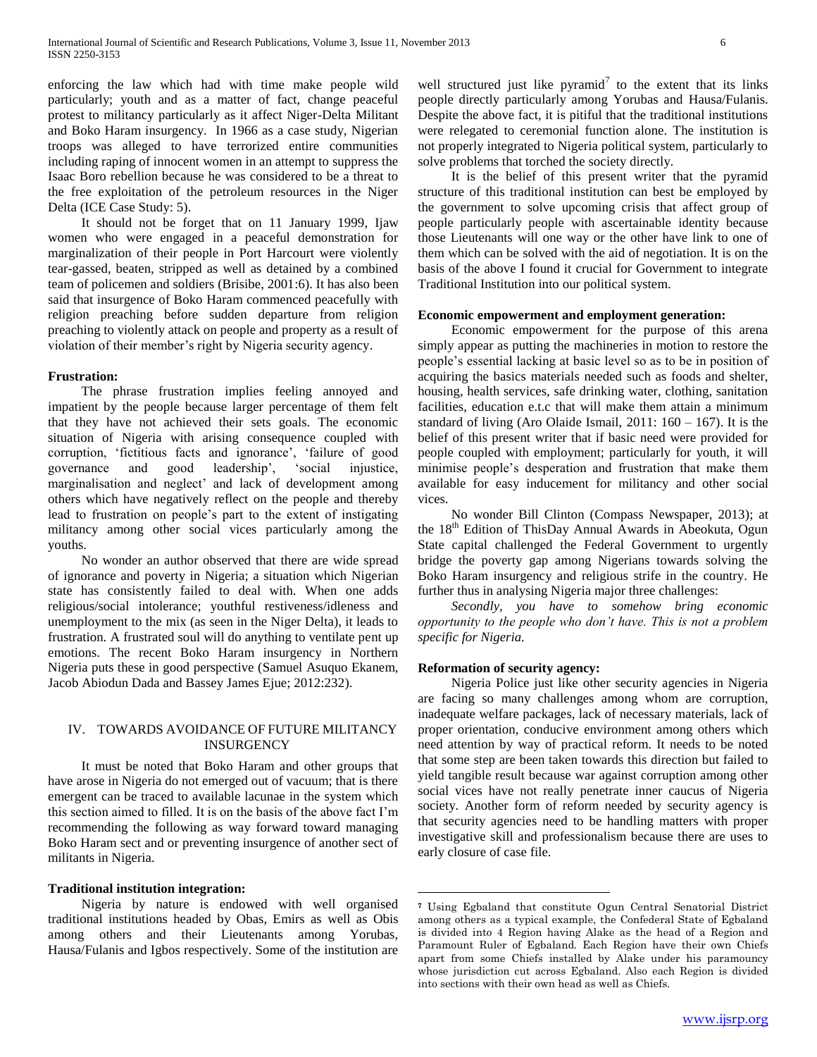enforcing the law which had with time make people wild particularly; youth and as a matter of fact, change peaceful protest to militancy particularly as it affect Niger-Delta Militant and Boko Haram insurgency. In 1966 as a case study, Nigerian troops was alleged to have terrorized entire communities including raping of innocent women in an attempt to suppress the Isaac Boro rebellion because he was considered to be a threat to the free exploitation of the petroleum resources in the Niger Delta (ICE Case Study: 5).

It should not be forget that on 11 January 1999, Ijaw women who were engaged in a peaceful demonstration for marginalization of their people in Port Harcourt were violently tear-gassed, beaten, stripped as well as detained by a combined team of policemen and soldiers (Brisibe, 2001:6). It has also been said that insurgence of Boko Haram commenced peacefully with religion preaching before sudden departure from religion preaching to violently attack on people and property as a result of violation of their member's right by Nigeria security agency.

**Frustration:**

The phrase frustration implies feeling annoyed and impatient by the people because larger percentage of them felt that they have not achieved their sets goals. The economic situation of Nigeria with arising consequence coupled with corruption, 'fictitious facts and ignorance', 'failure of good governance and good leadership', 'social injustice, marginalisation and neglect' and lack of development among others which have negatively reflect on the people and thereby lead to frustration on people's part to the extent of instigating militancy among other social vices particularly among the youths.

No wonder an author observed that there are wide spread of ignorance and poverty in Nigeria; a situation which Nigerian state has consistently failed to deal with. When one adds religious/social intolerance; youthful restiveness/idleness and unemployment to the mix (as seen in the Niger Delta), it leads to frustration. A frustrated soul will do anything to ventilate pent up emotions. The recent Boko Haram insurgency in Northern Nigeria puts these in good perspective (Samuel Asuquo Ekanem, Jacob Abiodun Dada and Bassey James Ejue; 2012:232).

## IV. TOWARDS AVOIDANCE OF FUTURE MILITANCY INSURGENCY

It must be noted that Boko Haram and other groups that have arose in Nigeria do not emerged out of vacuum; that is there emergent can be traced to available lacunae in the system which this section aimed to filled. It is on the basis of the above fact I'm recommending the following as way forward toward managing Boko Haram sect and or preventing insurgence of another sect of militants in Nigeria.

**Traditional institution integration:**

Nigeria by nature is endowed with well organised traditional institutions headed by Obas, Emirs as well as Obis among others and their Lieutenants among Yorubas, Hausa/Fulanis and Igbos respectively. Some of the institution are well structured just like pyramid[7] to the extent that its links people directly particularly among Yorubas and Hausa/Fulanis. Despite the above fact, it is pitiful that the traditional institutions were relegated to ceremonial function alone. The institution is not properly integrated to Nigeria political system, particularly to solve problems that torched the society directly.

It is the belief of this present writer that the pyramid structure of this traditional institution can best be employed by the government to solve upcoming crisis that affect group of people particularly people with ascertainable identity because those Lieutenants will one way or the other have link to one of them which can be solved with the aid of negotiation. It is on the basis of the above I found it crucial for Government to integrate Traditional Institution into our political system.

**Economic empowerment and employment generation:**

Economic empowerment for the purpose of this arena simply appear as putting the machineries in motion to restore the people's essential lacking at basic level so as to be in position of acquiring the basics materials needed such as foods and shelter, housing, health services, safe drinking water, clothing, sanitation facilities, education e.t.c that will make them attain a minimum standard of living (Aro Olaide Ismail, 2011: 160 – 167). It is the belief of this present writer that if basic need were provided for people coupled with employment; particularly for youth, it will minimise people's desperation and frustration that make them available for easy inducement for militancy and other social vices.

No wonder Bill Clinton (Compass Newspaper, 2013); at the 18th Edition of ThisDay Annual Awards in Abeokuta, Ogun State capital challenged the Federal Government to urgently bridge the poverty gap among Nigerians towards solving the Boko Haram insurgency and religious strife in the country. He further thus in analysing Nigeria major three challenges:

*Secondly, you have to somehow bring economic opportunity to the people who don't have. This is not a problem specific for Nigeria.*

**Reformation of security agency:**

Nigeria Police just like other security agencies in Nigeria are facing so many challenges among whom are corruption, inadequate welfare packages, lack of necessary materials, lack of proper orientation, conducive environment among others which need attention by way of practical reform. It needs to be noted that some step are been taken towards this direction but failed to yield tangible result because war against corruption among other social vices have not really penetrate inner caucus of Nigeria society. Another form of reform needed by security agency is that security agencies need to be handling matters with proper investigative skill and professionalism because there are uses to early closure of case file.

---

[7] Using Egbaland that constitute Ogun Central Senatorial District among others as a typical example, the Confederal State of Egbaland is divided into 4 Region having Alake as the head of a Region and Paramount Ruler of Egbaland. Each Region have their own Chiefs apart from some Chiefs installed by Alake under his paramountcy whose jurisdiction cut across Egbaland. Also each Region is divided into sections with their own head as well as Chiefs.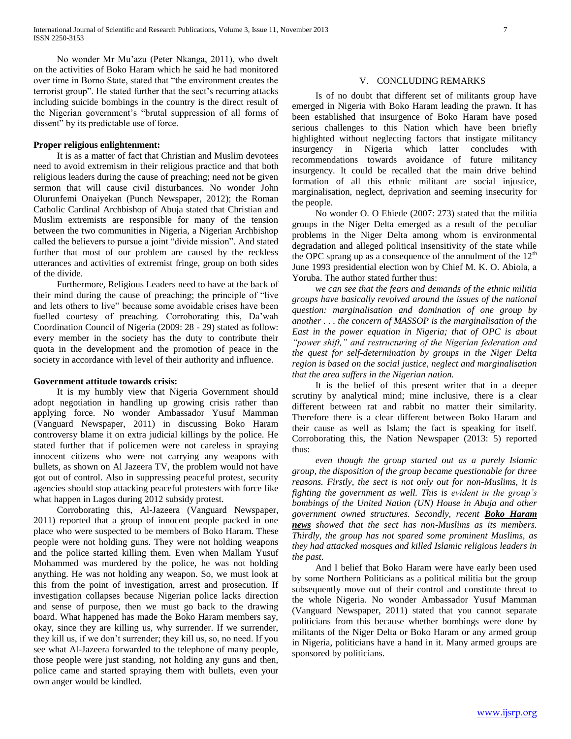No wonder Mr Mu'azu (Peter Nkanga, 2011), who dwelt on the activities of Boko Haram which he said he had monitored over time in Borno State, stated that "the environment creates the terrorist group". He stated further that the sect's recurring attacks including suicide bombings in the country is the direct result of the Nigerian government's "brutal suppression of all forms of dissent" by its predictable use of force.

**Proper religious enlightenment:**

It is as a matter of fact that Christian and Muslim devotees need to avoid extremism in their religious practice and that both religious leaders during the cause of preaching; need not be given sermon that will cause civil disturbances. No wonder John Olurunfemi Onaiyekan (Punch Newspaper, 2012); the Roman Catholic Cardinal Archbishop of Abuja stated that Christian and Muslim extremists are responsible for many of the tension between the two communities in Nigeria, a Nigerian Archbishop called the believers to pursue a joint "divide mission". And stated further that most of our problem are caused by the reckless utterances and activities of extremist fringe, group on both sides of the divide.

Furthermore, Religious Leaders need to have at the back of their mind during the cause of preaching; the principle of "live and lets others to live" because some avoidable crises have been fuelled courtesy of preaching. Corroborating this, Da'wah Coordination Council of Nigeria (2009: 28 - 29) stated as follow: every member in the society has the duty to contribute their quota in the development and the promotion of peace in the society in accordance with level of their authority and influence.

**Government attitude towards crisis:**

It is my humbly view that Nigeria Government should adopt negotiation in handling up growing crisis rather than applying force. No wonder Ambassador Yusuf Mamman (Vanguard Newspaper, 2011) in discussing Boko Haram controversy blame it on extra judicial killings by the police. He stated further that if policemen were not careless in spraying innocent citizens who were not carrying any weapons with bullets, as shown on Al Jazeera TV, the problem would not have got out of control. Also in suppressing peaceful protest, security agencies should stop attacking peaceful protesters with force like what happen in Lagos during 2012 subsidy protest.

Corroborating this, Al-Jazeera (Vanguard Newspaper, 2011) reported that a group of innocent people packed in one place who were suspected to be members of Boko Haram. These people were not holding guns. They were not holding weapons and the police started killing them. Even when Mallam Yusuf Mohammed was murdered by the police, he was not holding anything. He was not holding any weapon. So, we must look at this from the point of investigation, arrest and prosecution. If investigation collapses because Nigerian police lacks direction and sense of purpose, then we must go back to the drawing board. What happened has made the Boko Haram members say, okay, since they are killing us, why surrender. If we surrender, they kill us, if we don't surrender; they kill us, so, no need. If you see what Al-Jazeera forwarded to the telephone of many people, those people were just standing, not holding any guns and then, police came and started spraying them with bullets, even your own anger would be kindled.

## V. CONCLUDING REMARKS

Is of no doubt that different set of militants group have emerged in Nigeria with Boko Haram leading the prawn. It has been established that insurgence of Boko Haram have posed serious challenges to this Nation which have been briefly highlighted without neglecting factors that instigate militancy insurgency in Nigeria which latter concludes with recommendations towards avoidance of future militancy insurgency. It could be recalled that the main drive behind formation of all this ethnic militant are social injustice, marginalisation, neglect, deprivation and seeming insecurity for the people.

No wonder O. O Ehiede (2007: 273) stated that the militia groups in the Niger Delta emerged as a result of the peculiar problems in the Niger Delta among whom is environmental degradation and alleged political insensitivity of the state while the OPC sprang up as a consequence of the annulment of the 12th June 1993 presidential election won by Chief M. K. O. Abiola, a Yoruba. The author stated further thus:

*we can see that the fears and demands of the ethnic militia groups have basically revolved around the issues of the national question: marginalisation and domination of one group by another . . . the concern of MASSOP is the marginalisation of the East in the power equation in Nigeria; that of OPC is about "power shift," and restructuring of the Nigerian federation and the quest for self-determination by groups in the Niger Delta region is based on the social justice, neglect and marginalisation that the area suffers in the Nigerian nation.*

It is the belief of this present writer that in a deeper scrutiny by analytical mind; mine inclusive, there is a clear different between rat and rabbit no matter their similarity. Therefore there is a clear different between Boko Haram and their cause as well as Islam; the fact is speaking for itself. Corroborating this, the Nation Newspaper (2013: 5) reported thus:

*even though the group started out as a purely Islamic group, the disposition of the group became questionable for three reasons. Firstly, the sect is not only out for non-Muslims, it is fighting the government as well. This is evident in the group's bombings of the United Nation (UN) House in Abuja and other government owned structures. Secondly, recent **Boko Haram news** showed that the sect has non-Muslims as its members. Thirdly, the group has not spared some prominent Muslims, as they had attacked mosques and killed Islamic religious leaders in the past.*

And I belief that Boko Haram were have early been used by some Northern Politicians as a political militia but the group subsequently move out of their control and constitute threat to the whole Nigeria. No wonder Ambassador Yusuf Mamman (Vanguard Newspaper, 2011) stated that you cannot separate politicians from this because whether bombings were done by militants of the Niger Delta or Boko Haram or any armed group in Nigeria, politicians have a hand in it. Many armed groups are sponsored by politicians.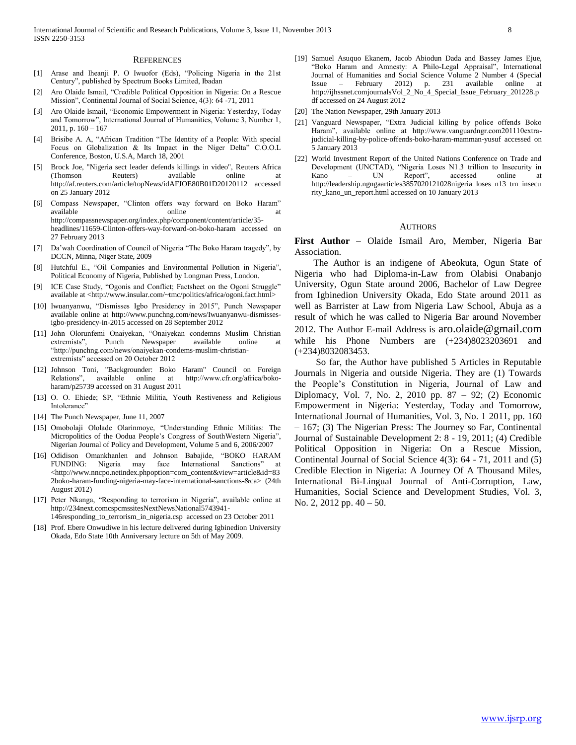## REFERENCES

[1] Arase and Iheanji P. O Iwuofor (Eds), "Policing Nigeria in the 21st Century", published by Spectrum Books Limited, Ibadan

[2] Aro Olaide Ismail, "Credible Political Opposition in Nigeria: On a Rescue Mission", Continental Journal of Social Science, 4(3): 64 -71, 2011

[3] Aro Olaide Ismail, "Economic Empowerment in Nigeria: Yesterday, Today and Tomorrow", International Journal of Humanities, Volume 3, Number 1, 2011, p. 160 – 167

[4] Brisibe A. A, "African Tradition "The Identity of a People: With special Focus on Globalization & Its Impact in the Niger Delta" C.O.O.L Conference, Boston, U.S.A, March 18, 2001

[5] Brock Joe, "Nigeria sect leader defends killings in video", Reuters Africa (Thomson Reuters) available online at http://af.reuters.com/article/topNews/idAFJOE80B01D20120112 accessed on 25 January 2012

[6] Compass Newspaper, "Clinton offers way forward on Boko Haram" available online at http://compassnewspaper.org/index.php/component/content/article/35-headlines/11659-Clinton-offers-way-forward-on-boko-haram accessed on 27 February 2013

[7] Da'wah Coordination of Council of Nigeria "The Boko Haram tragedy", by DCCN, Minna, Niger State, 2009

[8] Hutchful E., "Oil Companies and Environmental Pollution in Nigeria", Political Economy of Nigeria, Published by Longman Press, London.

[9] ICE Case Study, "Ogonis and Conflict; Factsheet on the Ogoni Struggle" available at <http://www.insular.com/~tmc/politics/africa/ogoni.fact.html>

[10] Iwuanyanwu, "Dismisses Igbo Presidency in 2015", Punch Newspaper available online at http://www.punchng.com/news/Iwuanyanwu-dismisses-igbo-presidency-in-2015 accessed on 28 September 2012

[11] John Olorunfemi Onaiyekan, "Onaiyekan condemns Muslim Christian extremists", Punch Newspaper available online at "http://punchng.com/news/onaiyekan-condems-muslim-christian-extremists" accessed on 20 October 2012

[12] Johnson Toni, "Backgrounder: Boko Haram" Council on Foreign Relations", available online at http://www.cfr.org/africa/boko-haram/p25739 accessed on 31 August 2011

[13] O. O. Ehiede; SP, "Ethnic Militia, Youth Restiveness and Religious Intolerance"

[14] The Punch Newspaper, June 11, 2007

[15] Omobolaji Ololade Olarinmoye, "Understanding Ethnic Militias: The Micropolitics of the Oodua People's Congress of SouthWestern Nigeria", Nigerian Journal of Policy and Development, Volume 5 and 6, 2006/2007

[16] Odidison Omankhanlen and Johnson Babajide, "BOKO HARAM FUNDING: Nigeria may face International Sanctions" at <http://www.nncpo.netindex.phpoption=com_content&view=article&id=832boko-haram-funding-nigeria-may-face-international-sanctions-&ca> (24th August 2012)

[17] Peter Nkanga, "Responding to terrorism in Nigeria", available online at http://234next.comcspcmssitesNextNewsNational5743941-146responding_to_terrorism_in_nigeria.csp accessed on 23 October 2011

[18] Prof. Ebere Onwudiwe in his lecture delivered during Igbinedion University Okada, Edo State 10th Anniversary lecture on 5th of May 2009.

[19] Samuel Asuquo Ekanem, Jacob Abiodun Dada and Bassey James Ejue, "Boko Haram and Amnesty: A Philo-Legal Appraisal", International Journal of Humanities and Social Science Volume 2 Number 4 (Special Issue – February 2012) p. 231 available online at http://ijhssnet.comjournalsVol_2_No_4_Special_Issue_February_201228.pdf accessed on 24 August 2012

[20] The Nation Newspaper, 29th January 2013

[21] Vanguard Newspaper, "Extra Judicial killing by police offends Boko Haram", available online at http://www.vanguardngr.com201110extra-judicial-killing-by-police-offends-boko-haram-mamman-yusuf accessed on 5 January 2013

[22] World Investment Report of the United Nations Conference on Trade and Development (UNCTAD), "Nigeria Loses N1.3 trillion to Insecurity in Kano – UN Report", accessed online at http://leadership.ngngaarticles3857020121028nigeria_loses_n13_trn_insecurity_kano_un_report.html accessed on 10 January 2013

## AUTHORS

**First Author** – Olaide Ismail Aro, Member, Nigeria Bar Association.

The Author is an indigene of Abeokuta, Ogun State of Nigeria who had Diploma-in-Law from Olabisi Onabanjo University, Ogun State around 2006, Bachelor of Law Degree from Igbinedion University Okada, Edo State around 2011 as well as Barrister at Law from Nigeria Law School, Abuja as a result of which he was called to Nigeria Bar around November 2012. The Author E-mail Address is aro.olaide@gmail.com while his Phone Numbers are (+234)8023203691 and (+234)8032083453.

So far, the Author have published 5 Articles in Reputable Journals in Nigeria and outside Nigeria. They are (1) Towards the People's Constitution in Nigeria, Journal of Law and Diplomacy, Vol. 7, No. 2, 2010 pp. 87 – 92; (2) Economic Empowerment in Nigeria: Yesterday, Today and Tomorrow, International Journal of Humanities, Vol. 3, No. 1 2011, pp. 160 – 167; (3) The Nigerian Press: The Journey so Far, Continental Journal of Sustainable Development 2: 8 - 19, 2011; (4) Credible Political Opposition in Nigeria: On a Rescue Mission, Continental Journal of Social Science 4(3): 64 - 71, 2011 and (5) Credible Election in Nigeria: A Journey Of A Thousand Miles, International Bi-Lingual Journal of Anti-Corruption, Law, Humanities, Social Science and Development Studies, Vol. 3, No. 2, 2012 pp. 40 – 50.